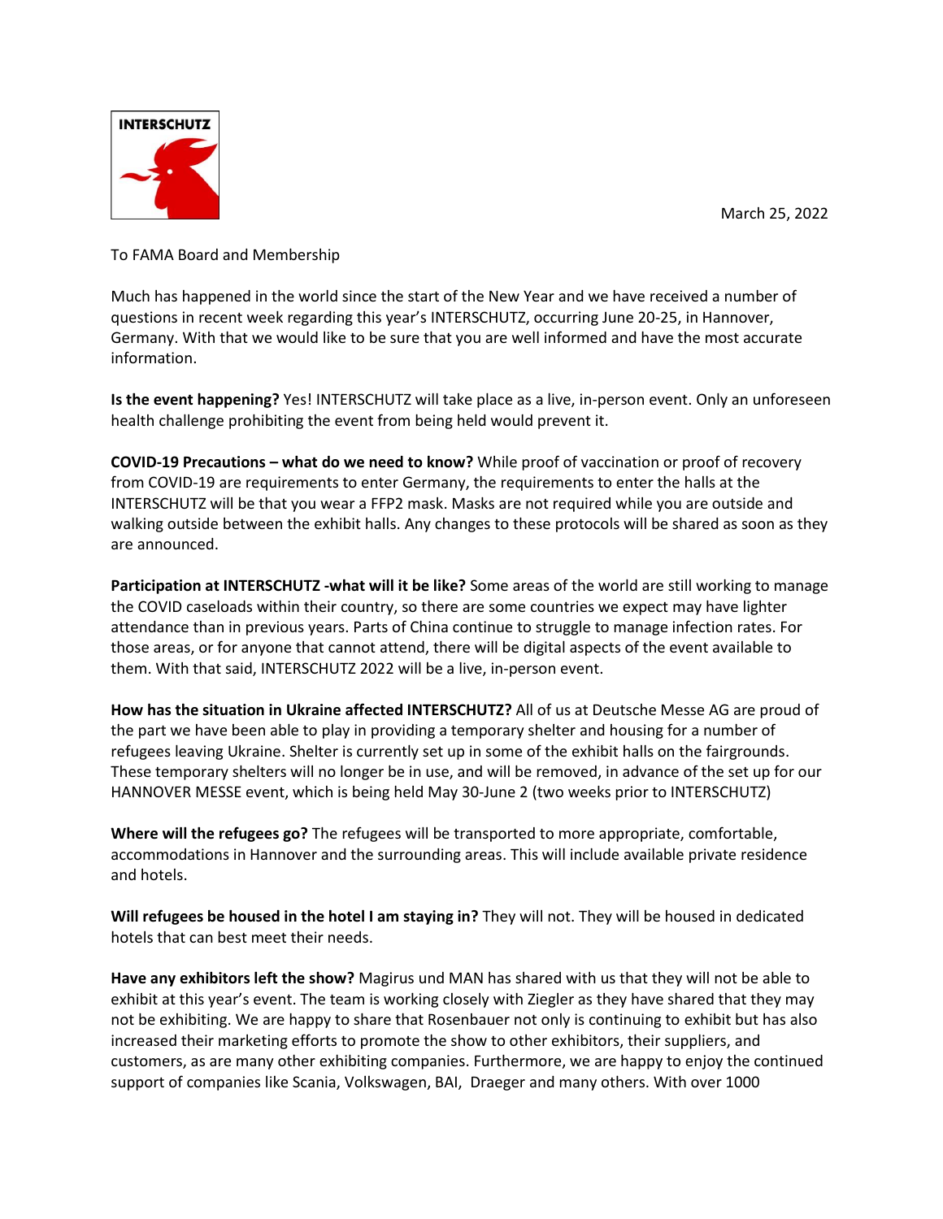INTERSCHUTZ

March 25, 2022

To FAMA Board and Membership

Much has happened in the world since the start of the New Year and we have received a number of questions in recent week regarding this year's INTERSCHUTZ, occurring June 20-25, in Hannover, Germany. With that we would like to be sure that you are well informed and have the most accurate information.

**Is the event happening?** Yes! INTERSCHUTZ will take place as a live, in-person event. Only an unforeseen health challenge prohibiting the event from being held would prevent it.

**COVID-19 Precautions – what do we need to know?** While proof of vaccination or proof of recovery from COVID-19 are requirements to enter Germany, the requirements to enter the halls at the INTERSCHUTZ will be that you wear a FFP2 mask. Masks are not required while you are outside and walking outside between the exhibit halls. Any changes to these protocols will be shared as soon as they are announced.

**Participation at INTERSCHUTZ -what will it be like?** Some areas of the world are still working to manage the COVID caseloads within their country, so there are some countries we expect may have lighter attendance than in previous years. Parts of China continue to struggle to manage infection rates. For those areas, or for anyone that cannot attend, there will be digital aspects of the event available to them. With that said, INTERSCHUTZ 2022 will be a live, in-person event.

**How has the situation in Ukraine affected INTERSCHUTZ?** All of us at Deutsche Messe AG are proud of the part we have been able to play in providing a temporary shelter and housing for a number of refugees leaving Ukraine. Shelter is currently set up in some of the exhibit halls on the fairgrounds. These temporary shelters will no longer be in use, and will be removed, in advance of the set up for our HANNOVER MESSE event, which is being held May 30-June 2 (two weeks prior to INTERSCHUTZ)

**Where will the refugees go?** The refugees will be transported to more appropriate, comfortable, accommodations in Hannover and the surrounding areas. This will include available private residence and hotels.

**Will refugees be housed in the hotel I am staying in?** They will not. They will be housed in dedicated hotels that can best meet their needs.

**Have any exhibitors left the show?** Magirus und MAN has shared with us that they will not be able to exhibit at this year's event. The team is working closely with Ziegler as they have shared that they may not be exhibiting. We are happy to share that Rosenbauer not only is continuing to exhibit but has also increased their marketing efforts to promote the show to other exhibitors, their suppliers, and customers, as are many other exhibiting companies. Furthermore, we are happy to enjoy the continued support of companies like Scania, Volkswagen, BAI, Draeger and many others. With over 1000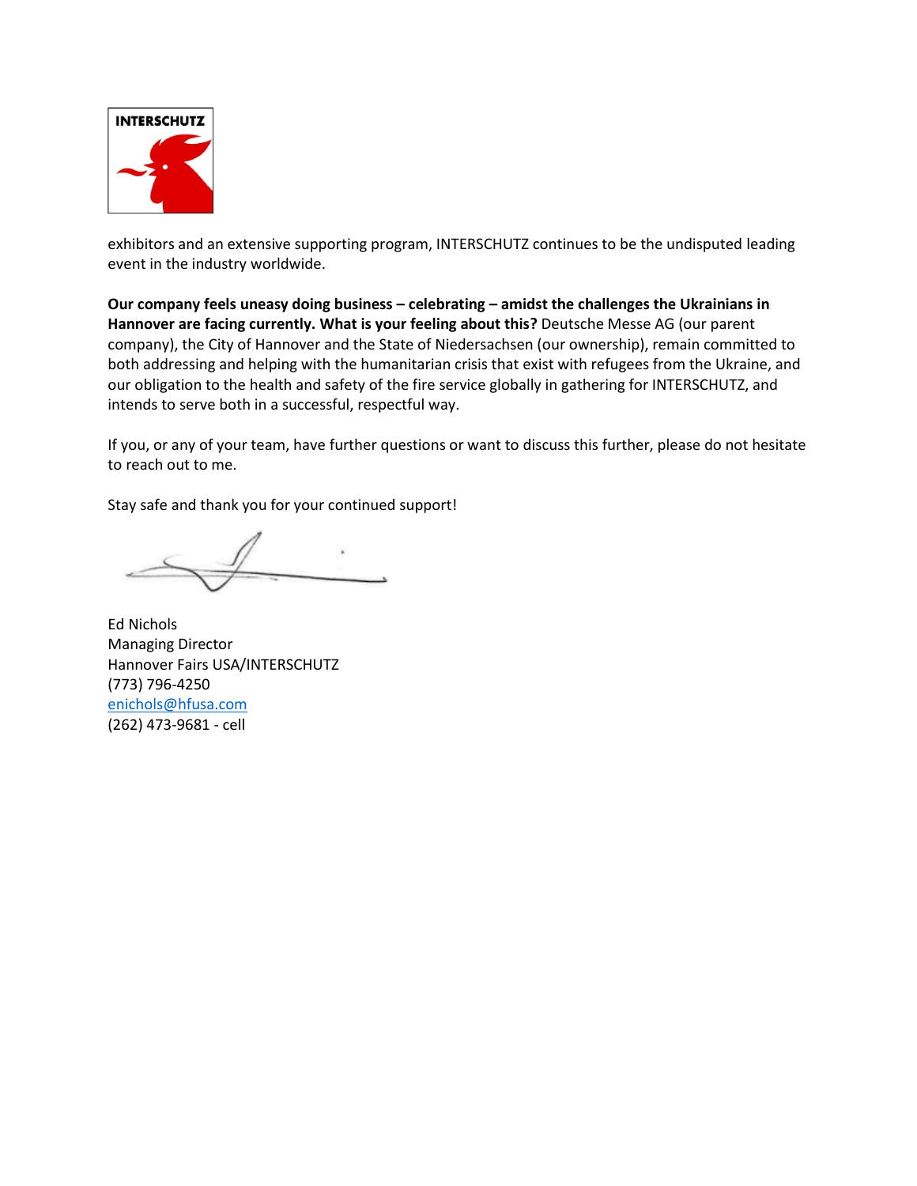exhibitors and an extensive supporting program, INTERSCHUTZ continues to be the undisputed leading event in the industry worldwide.

**Our company feels uneasy doing business – celebrating – amidst the challenges the Ukrainians in Hannover are facing currently. What is your feeling about this?** Deutsche Messe AG (our parent company), the City of Hannover and the State of Niedersachsen (our ownership), remain committed to both addressing and helping with the humanitarian crisis that exist with refugees from the Ukraine, and our obligation to the health and safety of the fire service globally in gathering for INTERSCHUTZ, and intends to serve both in a successful, respectful way.

If you, or any of your team, have further questions or want to discuss this further, please do not hesitate to reach out to me.

Stay safe and thank you for your continued support!

Ed Nichols
Managing Director
Hannover Fairs USA/INTERSCHUTZ
(773) 796-4250
enichols@hfusa.com
(262) 473-9681 - cell